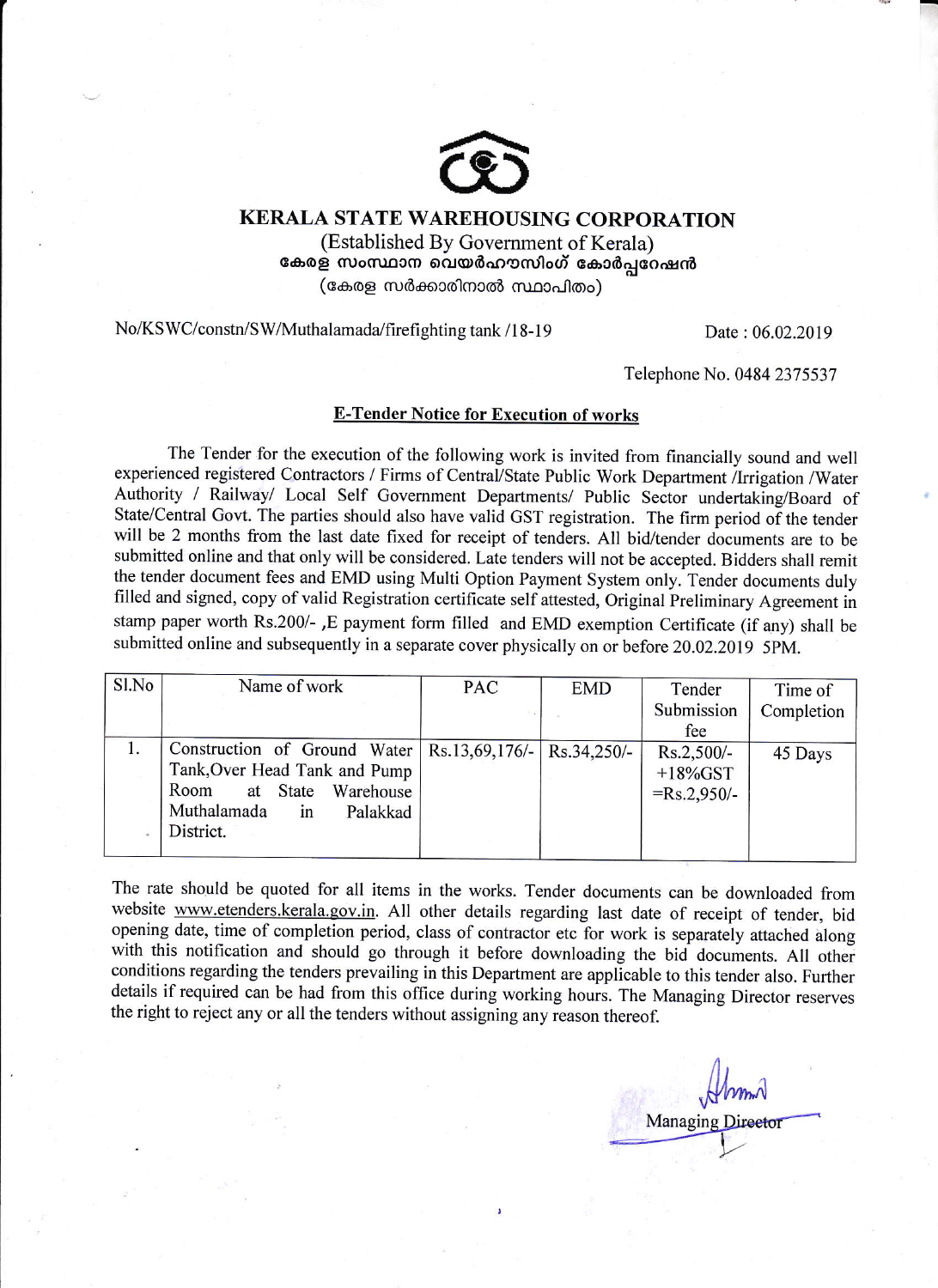# KERALA STATE WAREHOUSING CORPORATION

(Established By Government of Kerala)

കേരള സംസ്ഥാന വെയർഹൗസിംഗ് കോർപ്പറേഷൻ

(കേരള സർക്കാരിനാൽ സ്ഥാപിതം)

No/KSWC/constn/SW/Muthalamada/firefighting tank /18-19

Date : 06.02.2019

Telephone No. 0484 2375537

## E-Tender Notice for Execution of works

The Tender for the execution of the following work is invited from financially sound and well experienced registered Contractors / Firms of Central/State Public Work Department /Irrigation /Water Authority / Railway/ Local Self Government Departments/ Public Sector undertaking/Board of State/Central Govt. The parties should also have valid GST registration. The firm period of the tender will be 2 months from the last date fixed for receipt of tenders. All bid/tender documents are to be submitted online and that only will be considered. Late tenders will not be accepted. Bidders shall remit the tender document fees and EMD using Multi Option Payment System only. Tender documents duly filled and signed, copy of valid Registration certificate self attested, Original Preliminary Agreement in stamp paper worth Rs.200/- ,E payment form filled and EMD exemption Certificate (if any) shall be submitted online and subsequently in a separate cover physically on or before 20.02.2019 5PM.

| Sl.No | Name of work | PAC | EMD | Tender Submission fee | Time of Completion |
|---|---|---|---|---|---|
| 1. | Construction of Ground Water Tank,Over Head Tank and Pump Room at State Warehouse Muthalamada in Palakkad District. | Rs.13,69,176/- | Rs.34,250/- | Rs.2,500/- +18%GST =Rs.2,950/- | 45 Days |

The rate should be quoted for all items in the works. Tender documents can be downloaded from website www.etenders.kerala.gov.in. All other details regarding last date of receipt of tender, bid opening date, time of completion period, class of contractor etc for work is separately attached along with this notification and should go through it before downloading the bid documents. All other conditions regarding the tenders prevailing in this Department are applicable to this tender also. Further details if required can be had from this office during working hours. The Managing Director reserves the right to reject any or all the tenders without assigning any reason thereof.

Managing Director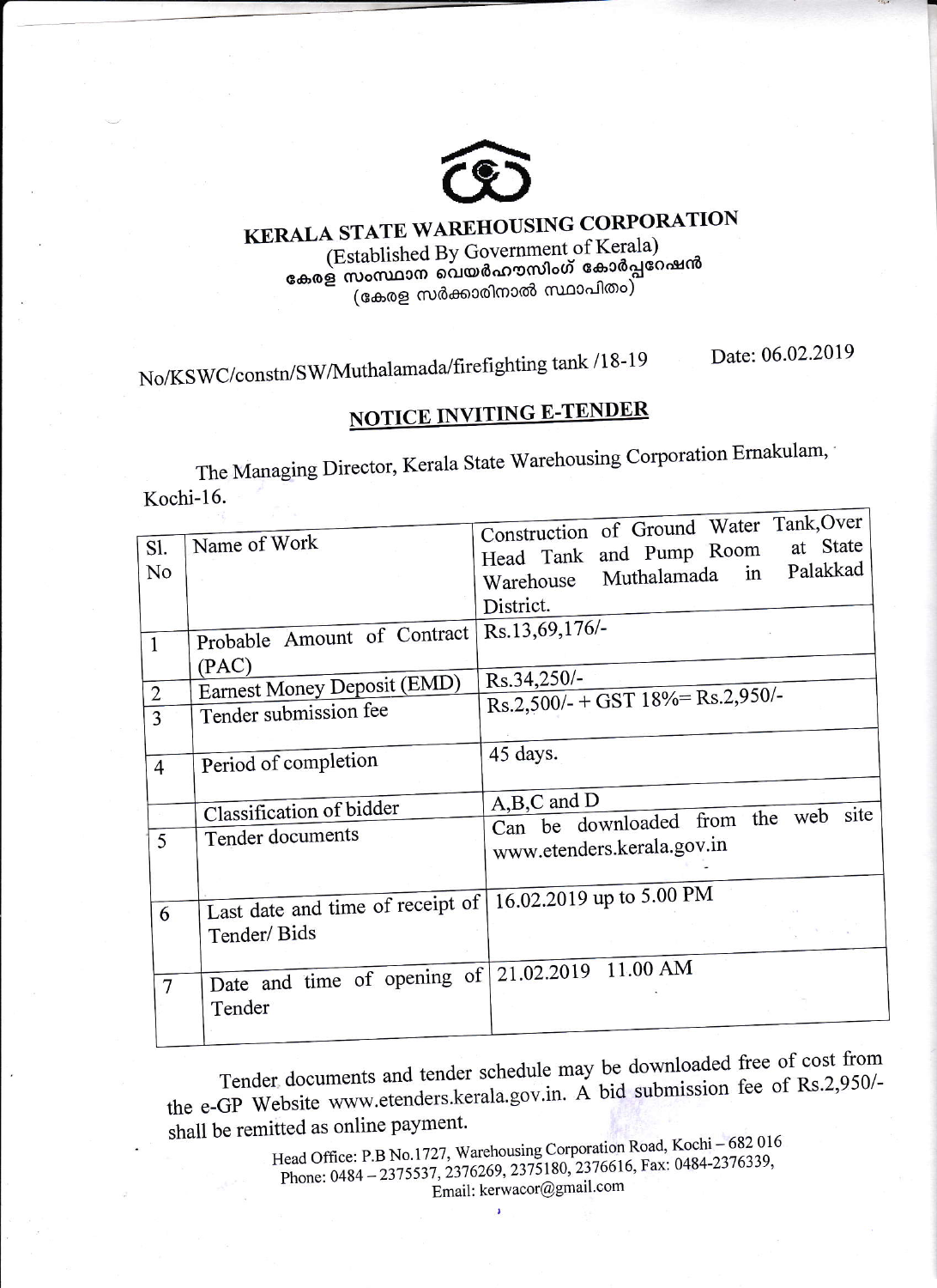# KERALA STATE WAREHOUSING CORPORATION

(Established By Government of Kerala)

കേരള സംസ്ഥാന വെയർഹൗസിംഗ് കോർപ്പറേഷൻ

(കേരള സർക്കാരിനാൽ സ്ഥാപിതം)

No/KSWC/constn/SW/Muthalamada/firefighting tank /18-19 Date: 06.02.2019

## NOTICE INVITING E-TENDER

The Managing Director, Kerala State Warehousing Corporation Ernakulam, Kochi-16.

| Sl. No | Name of Work | Construction of Ground Water Tank,Over Head Tank and Pump Room at State Warehouse Muthalamada in Palakkad District. |
|---|---|---|
| 1 | Probable Amount of Contract (PAC) | Rs.13,69,176/- |
| 2 | Earnest Money Deposit (EMD) | Rs.34,250/- |
| 3 | Tender submission fee | Rs.2,500/- + GST 18%= Rs.2,950/- |
| 4 | Period of completion | 45 days. |
| | Classification of bidder | A,B,C and D |
| 5 | Tender documents | Can be downloaded from the web site www.etenders.kerala.gov.in |
| 6 | Last date and time of receipt of Tender/ Bids | 16.02.2019 up to 5.00 PM |
| 7 | Date and time of opening of Tender | 21.02.2019 11.00 AM |

Tender documents and tender schedule may be downloaded free of cost from the e-GP Website www.etenders.kerala.gov.in. A bid submission fee of Rs.2,950/- shall be remitted as online payment.

Head Office: P.B No.1727, Warehousing Corporation Road, Kochi – 682 016
Phone: 0484 – 2375537, 2376269, 2375180, 2376616, Fax: 0484-2376339,
Email: kerwacor@gmail.com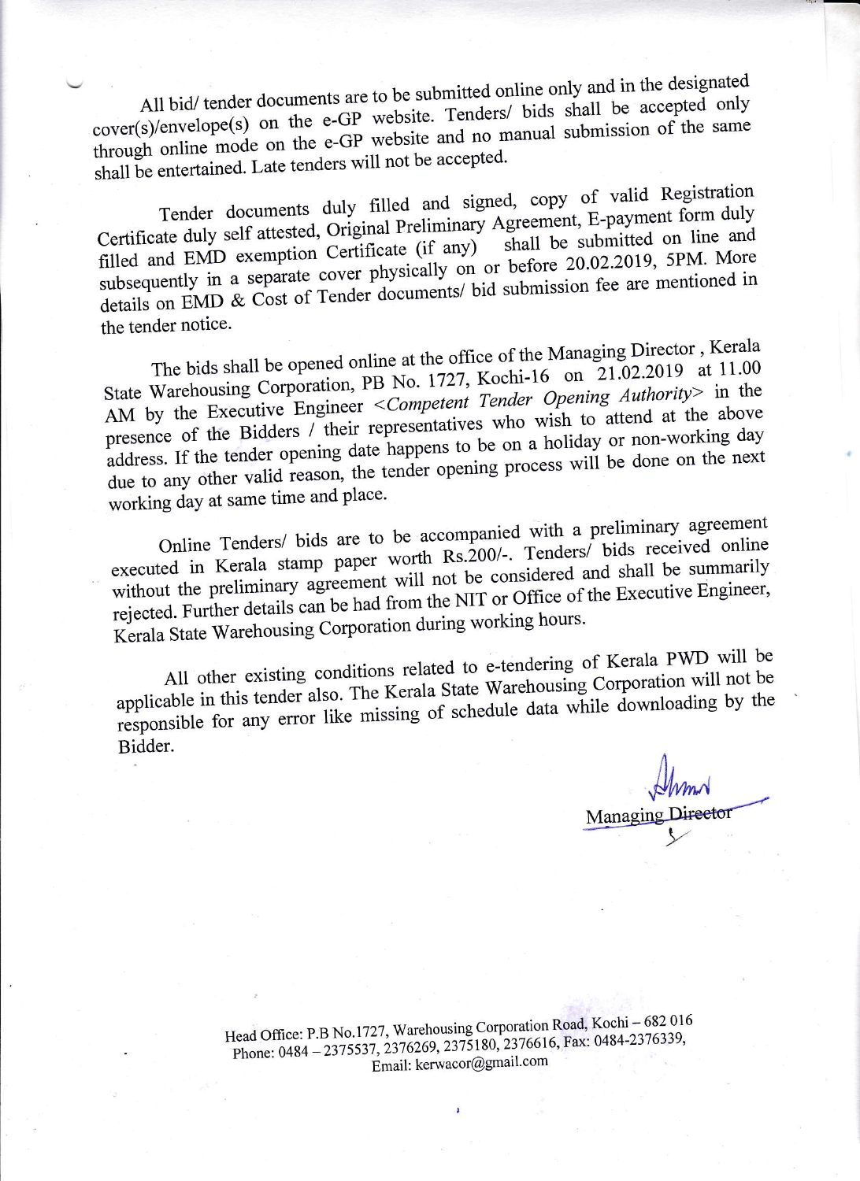All bid/ tender documents are to be submitted online only and in the designated cover(s)/envelope(s) on the e-GP website. Tenders/ bids shall be accepted only through online mode on the e-GP website and no manual submission of the same shall be entertained. Late tenders will not be accepted.

Tender documents duly filled and signed, copy of valid Registration Certificate duly self attested, Original Preliminary Agreement, E-payment form duly filled and EMD exemption Certificate (if any) shall be submitted on line and subsequently in a separate cover physically on or before 20.02.2019, 5PM. More details on EMD & Cost of Tender documents/ bid submission fee are mentioned in the tender notice.

The bids shall be opened online at the office of the Managing Director , Kerala State Warehousing Corporation, PB No. 1727, Kochi-16 on 21.02.2019 at 11.00 AM by the Executive Engineer <*Competent Tender Opening Authority*> in the presence of the Bidders / their representatives who wish to attend at the above address. If the tender opening date happens to be on a holiday or non-working day due to any other valid reason, the tender opening process will be done on the next working day at same time and place.

Online Tenders/ bids are to be accompanied with a preliminary agreement executed in Kerala stamp paper worth Rs.200/-. Tenders/ bids received online without the preliminary agreement will not be considered and shall be summarily rejected. Further details can be had from the NIT or Office of the Executive Engineer, Kerala State Warehousing Corporation during working hours.

All other existing conditions related to e-tendering of Kerala PWD will be applicable in this tender also. The Kerala State Warehousing Corporation will not be responsible for any error like missing of schedule data while downloading by the Bidder.

Managing Director

Head Office: P.B No.1727, Warehousing Corporation Road, Kochi – 682 016
Phone: 0484 – 2375537, 2376269, 2375180, 2376616, Fax: 0484-2376339,
Email: kerwacor@gmail.com